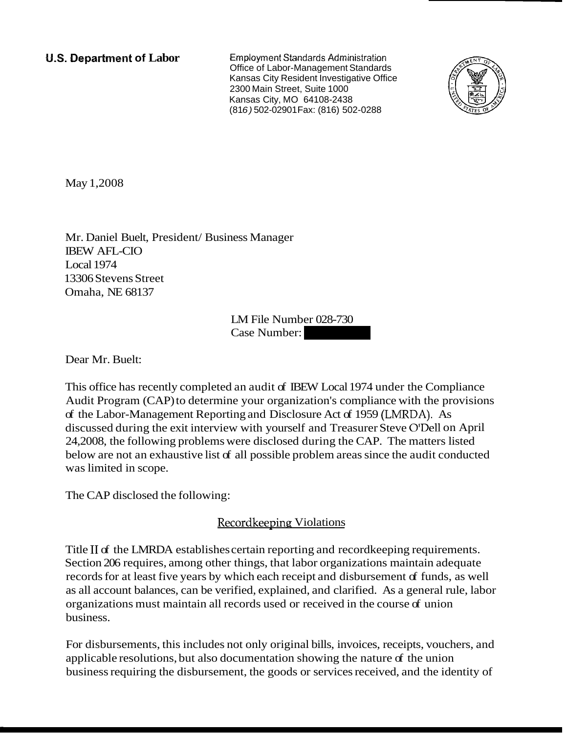**U.S. Department of Labor**

Employment Standards Administration
Office of Labor-Management Standards
Kansas City Resident Investigative Office
2300 Main Street, Suite 1000
Kansas City, MO 64108-2438
(816) 502-02901 Fax: (816) 502-0288

May 1,2008

Mr. Daniel Buelt, President/ Business Manager
IBEW AFL-CIO
Local 1974
13306 Stevens Street
Omaha, NE 68137

LM File Number 028-730
Case Number: [redacted]

Dear Mr. Buelt:

This office has recently completed an audit of IBEW Local 1974 under the Compliance Audit Program (CAP) to determine your organization's compliance with the provisions of the Labor-Management Reporting and Disclosure Act of 1959 (LMRDA). As discussed during the exit interview with yourself and Treasurer Steve O'Dell on April 24,2008, the following problems were disclosed during the CAP. The matters listed below are not an exhaustive list of all possible problem areas since the audit conducted was limited in scope.

The CAP disclosed the following:

## Recordkeeping Violations

Title II of the LMRDA establishes certain reporting and recordkeeping requirements. Section 206 requires, among other things, that labor organizations maintain adequate records for at least five years by which each receipt and disbursement of funds, as well as all account balances, can be verified, explained, and clarified. As a general rule, labor organizations must maintain all records used or received in the course of union business.

For disbursements, this includes not only original bills, invoices, receipts, vouchers, and applicable resolutions, but also documentation showing the nature of the union business requiring the disbursement, the goods or services received, and the identity of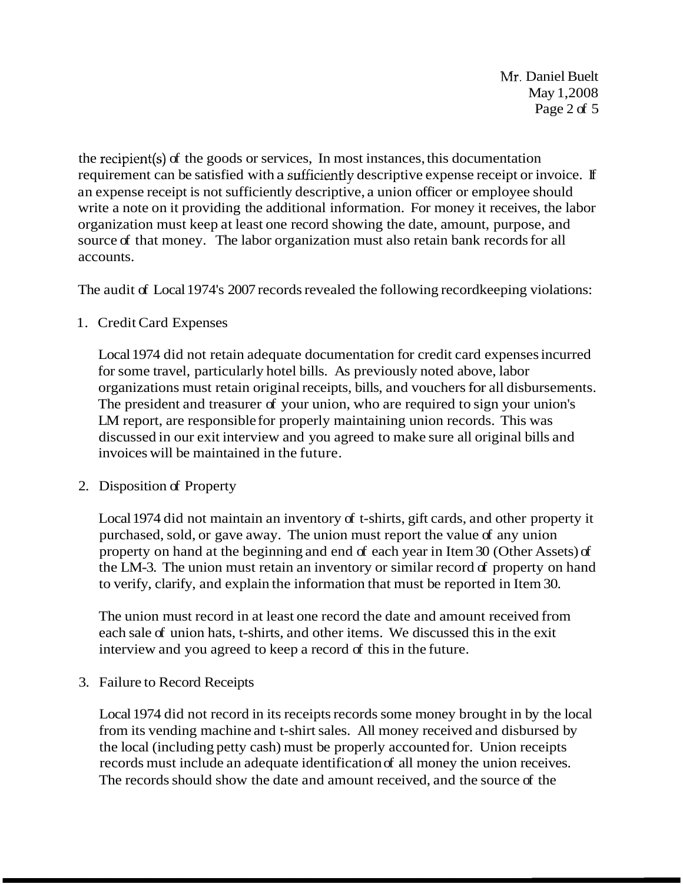the recipient(s) of the goods or services, In most instances, this documentation requirement can be satisfied with a sufficiently descriptive expense receipt or invoice. If an expense receipt is not sufficiently descriptive, a union officer or employee should write a note on it providing the additional information. For money it receives, the labor organization must keep at least one record showing the date, amount, purpose, and source of that money. The labor organization must also retain bank records for all accounts.

The audit of Local 1974's 2007 records revealed the following recordkeeping violations:

1. Credit Card Expenses

   Local 1974 did not retain adequate documentation for credit card expenses incurred for some travel, particularly hotel bills. As previously noted above, labor organizations must retain original receipts, bills, and vouchers for all disbursements. The president and treasurer of your union, who are required to sign your union's LM report, are responsible for properly maintaining union records. This was discussed in our exit interview and you agreed to make sure all original bills and invoices will be maintained in the future.

2. Disposition of Property

   Local 1974 did not maintain an inventory of t-shirts, gift cards, and other property it purchased, sold, or gave away. The union must report the value of any union property on hand at the beginning and end of each year in Item 30 (Other Assets) of the LM-3. The union must retain an inventory or similar record of property on hand to verify, clarify, and explain the information that must be reported in Item 30.

   The union must record in at least one record the date and amount received from each sale of union hats, t-shirts, and other items. We discussed this in the exit interview and you agreed to keep a record of this in the future.

3. Failure to Record Receipts

   Local 1974 did not record in its receipts records some money brought in by the local from its vending machine and t-shirt sales. All money received and disbursed by the local (including petty cash) must be properly accounted for. Union receipts records must include an adequate identification of all money the union receives. The records should show the date and amount received, and the source of the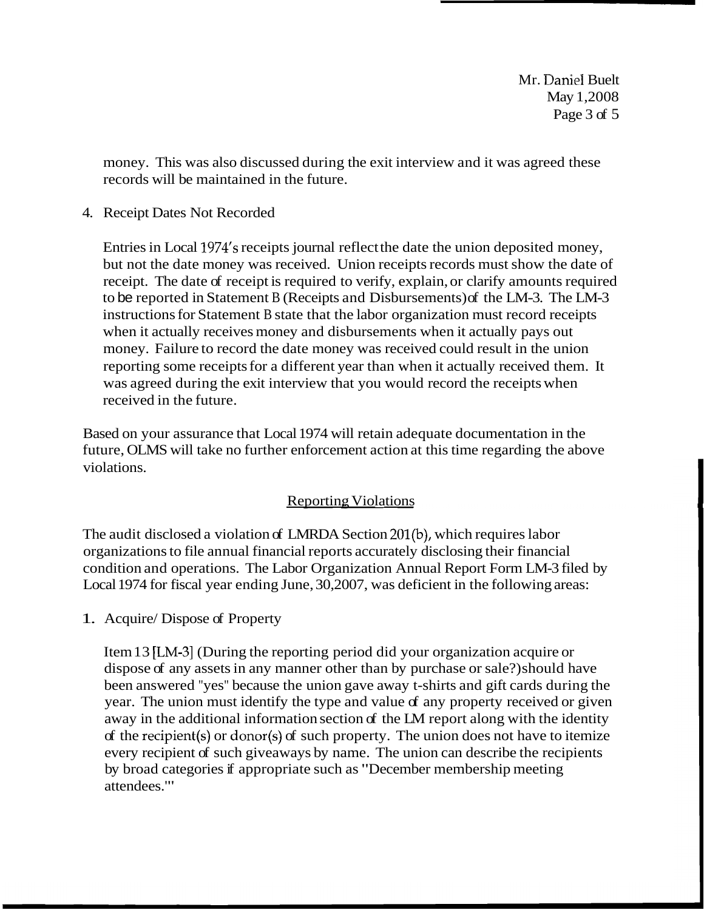money. This was also discussed during the exit interview and it was agreed these records will be maintained in the future.

4. Receipt Dates Not Recorded

   Entries in Local 1974's receipts journal reflect the date the union deposited money, but not the date money was received. Union receipts records must show the date of receipt. The date of receipt is required to verify, explain, or clarify amounts required to be reported in Statement B (Receipts and Disbursements) of the LM-3. The LM-3 instructions for Statement B state that the labor organization must record receipts when it actually receives money and disbursements when it actually pays out money. Failure to record the date money was received could result in the union reporting some receipts for a different year than when it actually received them. It was agreed during the exit interview that you would record the receipts when received in the future.

Based on your assurance that Local 1974 will retain adequate documentation in the future, OLMS will take no further enforcement action at this time regarding the above violations.

## Reporting Violations

The audit disclosed a violation of LMRDA Section 201(b), which requires labor organizations to file annual financial reports accurately disclosing their financial condition and operations. The Labor Organization Annual Report Form LM-3 filed by Local 1974 for fiscal year ending June, 30,2007, was deficient in the following areas:

1. Acquire/ Dispose of Property

   Item 13 [LM-3] (During the reporting period did your organization acquire or dispose of any assets in any manner other than by purchase or sale?) should have been answered "yes" because the union gave away t-shirts and gift cards during the year. The union must identify the type and value of any property received or given away in the additional information section of the LM report along with the identity of the recipient(s) or donor(s) of such property. The union does not have to itemize every recipient of such giveaways by name. The union can describe the recipients by broad categories if appropriate such as "December membership meeting attendees."'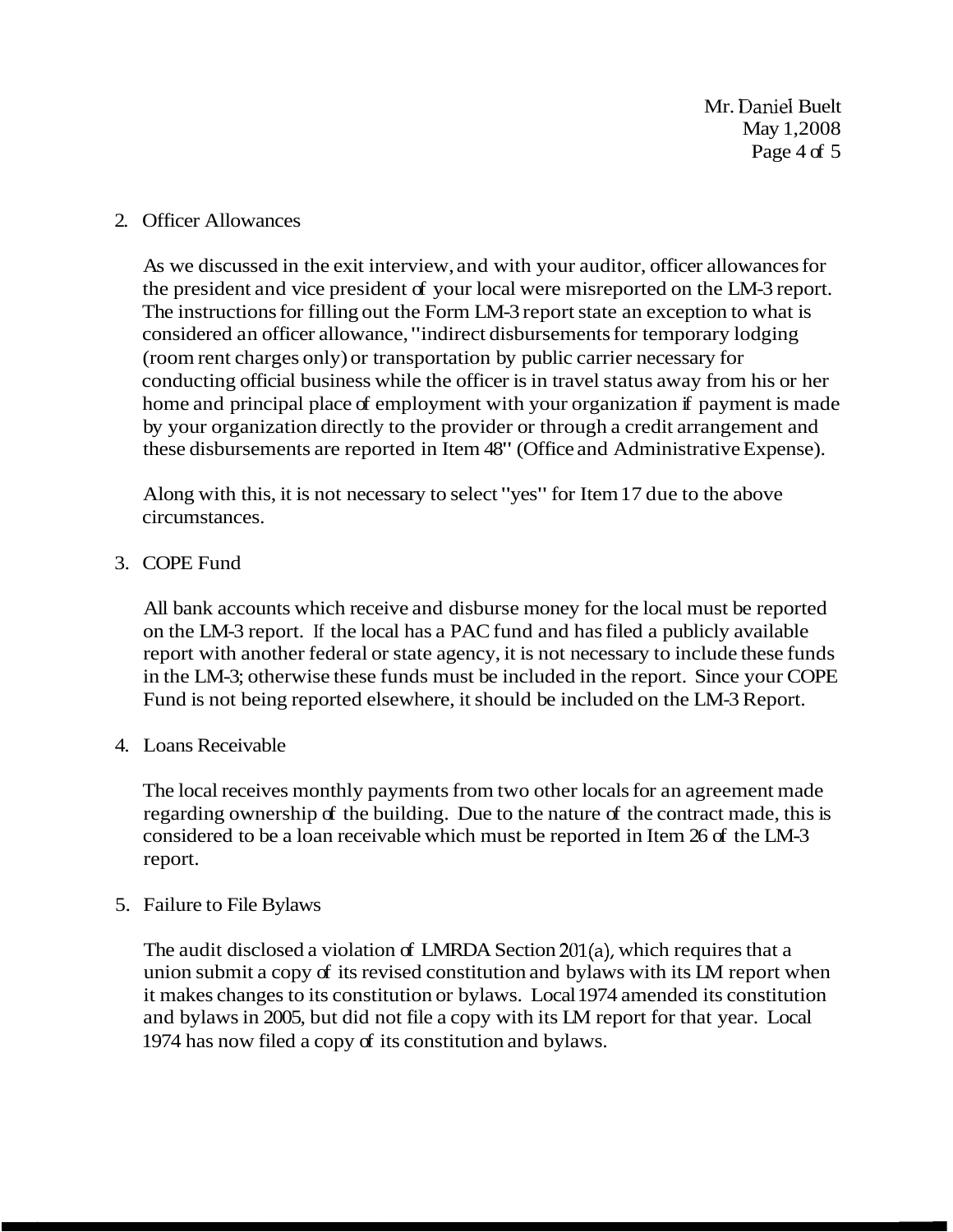2. Officer Allowances

   As we discussed in the exit interview, and with your auditor, officer allowances for the president and vice president of your local were misreported on the LM-3 report. The instructions for filling out the Form LM-3 report state an exception to what is considered an officer allowance, "indirect disbursements for temporary lodging (room rent charges only) or transportation by public carrier necessary for conducting official business while the officer is in travel status away from his or her home and principal place of employment with your organization if payment is made by your organization directly to the provider or through a credit arrangement and these disbursements are reported in Item 48" (Office and Administrative Expense).

   Along with this, it is not necessary to select "yes" for Item 17 due to the above circumstances.

3. COPE Fund

   All bank accounts which receive and disburse money for the local must be reported on the LM-3 report. If the local has a PAC fund and has filed a publicly available report with another federal or state agency, it is not necessary to include these funds in the LM-3; otherwise these funds must be included in the report. Since your COPE Fund is not being reported elsewhere, it should be included on the LM-3 Report.

4. Loans Receivable

   The local receives monthly payments from two other locals for an agreement made regarding ownership of the building. Due to the nature of the contract made, this is considered to be a loan receivable which must be reported in Item 26 of the LM-3 report.

5. Failure to File Bylaws

   The audit disclosed a violation of LMRDA Section 201(a), which requires that a union submit a copy of its revised constitution and bylaws with its LM report when it makes changes to its constitution or bylaws. Local 1974 amended its constitution and bylaws in 2005, but did not file a copy with its LM report for that year. Local 1974 has now filed a copy of its constitution and bylaws.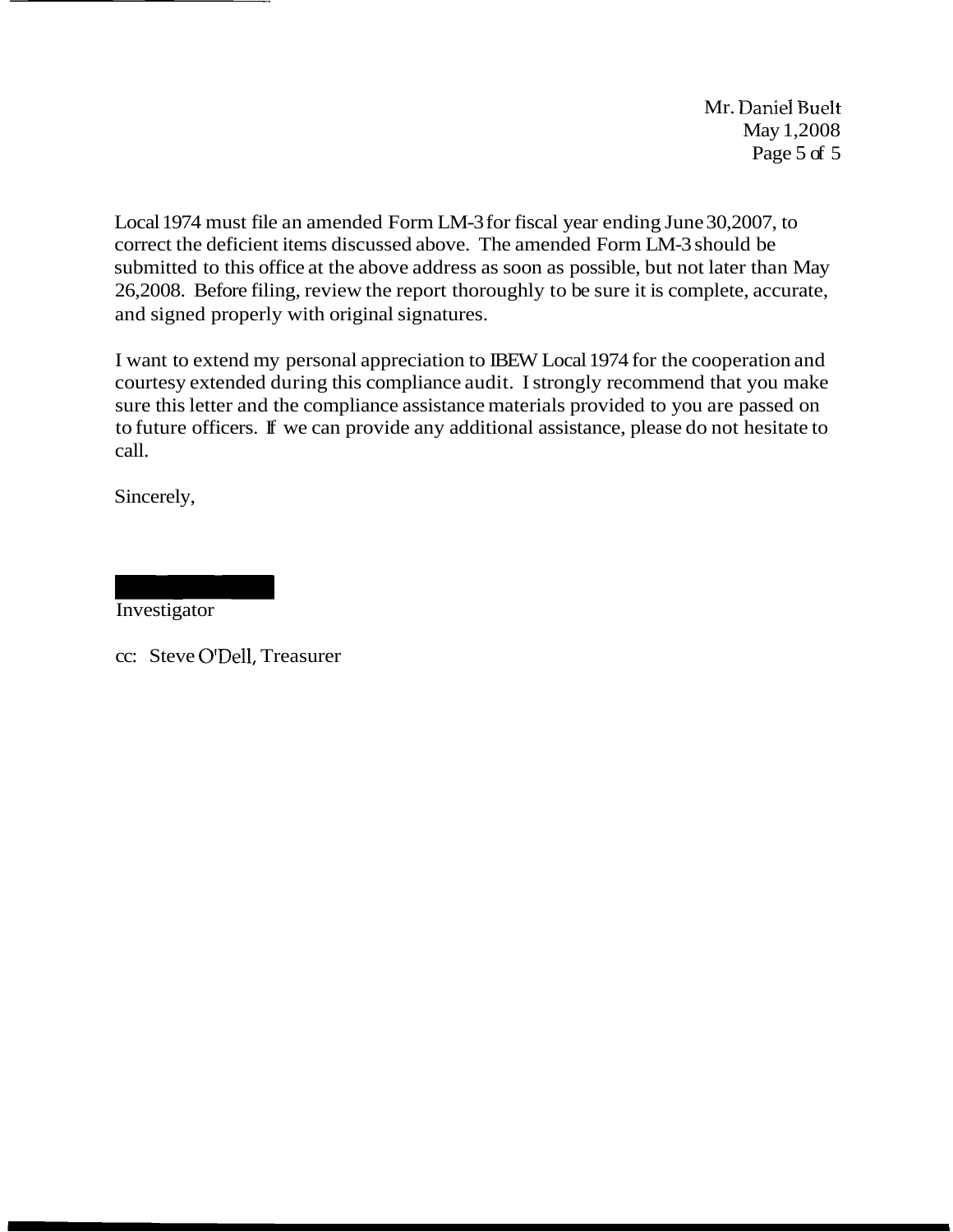Local 1974 must file an amended Form LM-3 for fiscal year ending June 30,2007, to correct the deficient items discussed above. The amended Form LM-3 should be submitted to this office at the above address as soon as possible, but not later than May 26,2008. Before filing, review the report thoroughly to be sure it is complete, accurate, and signed properly with original signatures.

I want to extend my personal appreciation to IBEW Local 1974 for the cooperation and courtesy extended during this compliance audit. I strongly recommend that you make sure this letter and the compliance assistance materials provided to you are passed on to future officers. If we can provide any additional assistance, please do not hesitate to call.

Sincerely,

Investigator

cc: Steve O'Dell, Treasurer